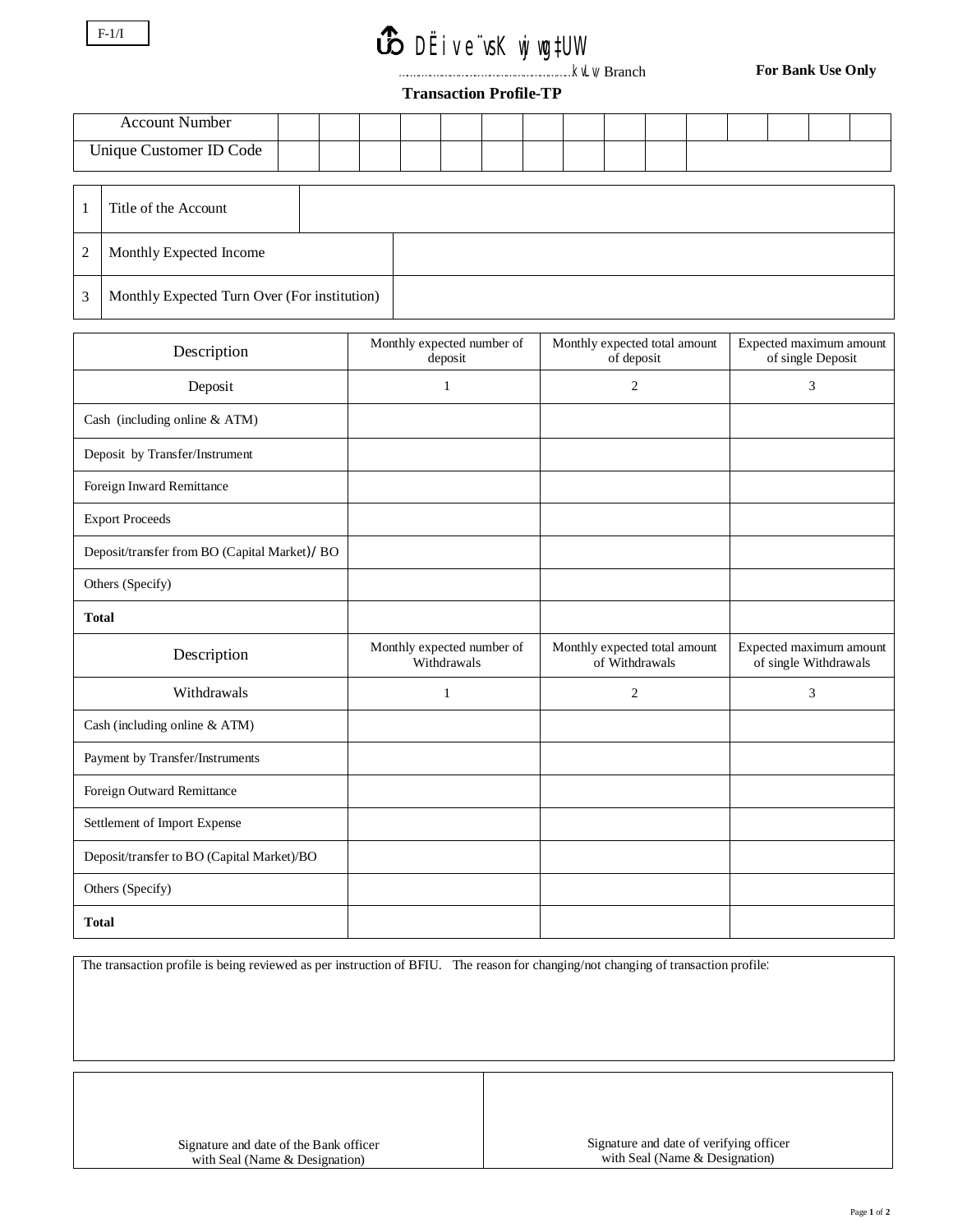F-1/I

# DËive¨vsK wjwg‡UW

………………………………………kvLv Branch

**For Bank Use Only**

**Transaction Profile-TP**

| Account Number | | | | | | | | | | | | | | | |
|---|---|---|---|---|---|---|---|---|---|---|---|---|---|---|---|
| Unique Customer ID Code | | | | | | | | | | | | | | | |

| | | |
|---|---|---|
| 1 | Title of the Account | |
| 2 | Monthly Expected Income | |
| 3 | Monthly Expected Turn Over (For institution) | |

| Description | Monthly expected number of deposit | Monthly expected total amount of deposit | Expected maximum amount of single Deposit |
|---|---|---|---|
| Deposit | 1 | 2 | 3 |
| Cash (including online & ATM) | | | |
| Deposit by Transfer/Instrument | | | |
| Foreign Inward Remittance | | | |
| Export Proceeds | | | |
| Deposit/transfer from BO (Capital Market)/ BO | | | |
| Others (Specify) | | | |
| **Total** | | | |
| Description | Monthly expected number of Withdrawals | Monthly expected total amount of Withdrawals | Expected maximum amount of single Withdrawals |
| Withdrawals | 1 | 2 | 3 |
| Cash (including online & ATM) | | | |
| Payment by Transfer/Instruments | | | |
| Foreign Outward Remittance | | | |
| Settlement of Import Expense | | | |
| Deposit/transfer to BO (Capital Market)/BO | | | |
| Others (Specify) | | | |
| **Total** | | | |

The transaction profile is being reviewed as per instruction of BFIU. The reason for changing/not changing of transaction profile:

| | |
|---|---|
| Signature and date of the Bank officer with Seal (Name & Designation) | Signature and date of verifying officer with Seal (Name & Designation) |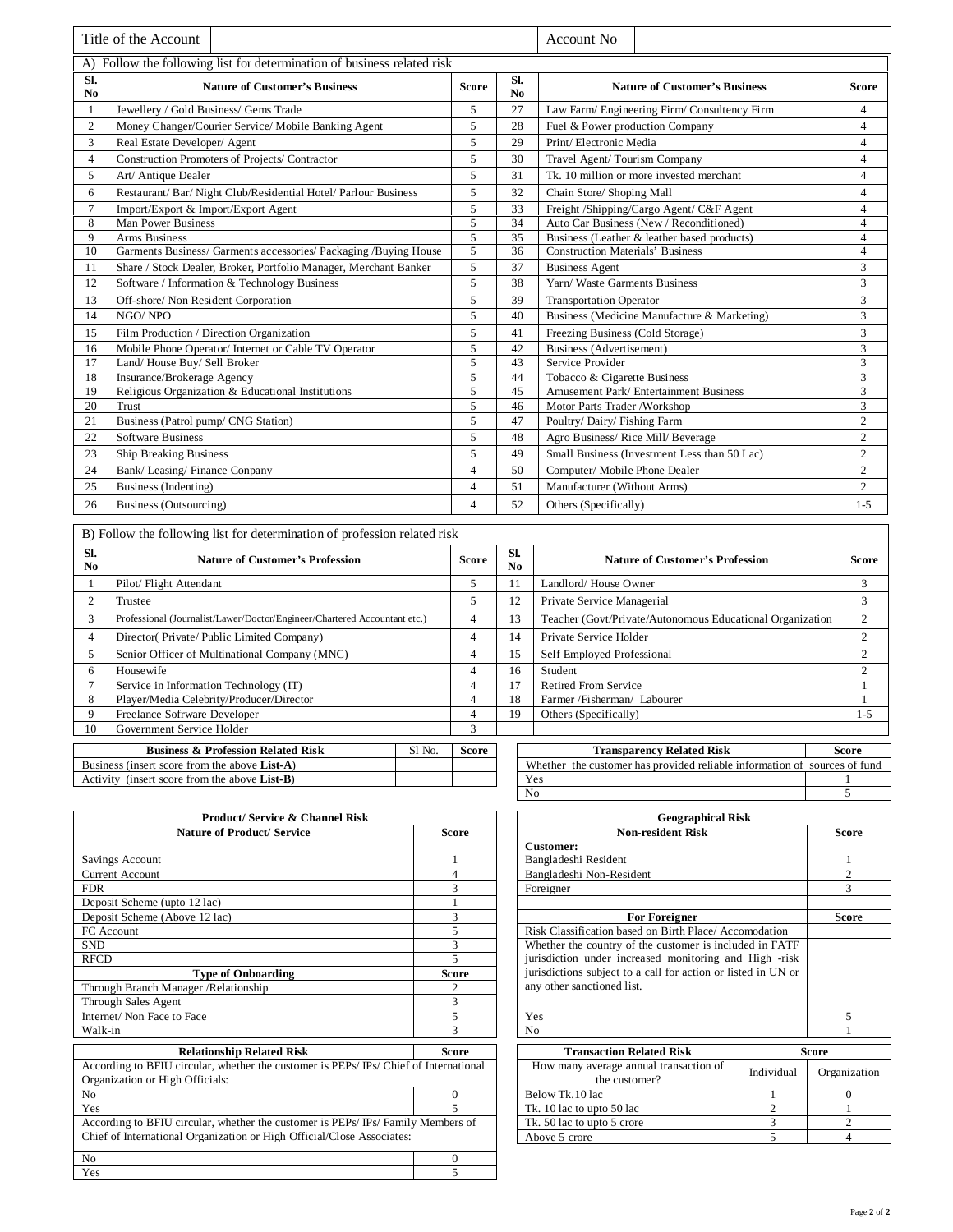| Title of the Account | | Account No | |
|---|---|---|---|

A) Follow the following list for determination of business related risk

| Sl. No | Nature of Customer's Business | Score | Sl. No | Nature of Customer's Business | Score |
|---|---|---|---|---|---|
| 1 | Jewellery / Gold Business/ Gems Trade | 5 | 27 | Law Farm/ Engineering Firm/ Consultency Firm | 4 |
| 2 | Money Changer/Courier Service/ Mobile Banking Agent | 5 | 28 | Fuel & Power production Company | 4 |
| 3 | Real Estate Developer/ Agent | 5 | 29 | Print/ Electronic Media | 4 |
| 4 | Construction Promoters of Projects/ Contractor | 5 | 30 | Travel Agent/ Tourism Company | 4 |
| 5 | Art/ Antique Dealer | 5 | 31 | Tk. 10 million or more invested merchant | 4 |
| 6 | Restaurant/ Bar/ Night Club/Residential Hotel/ Parlour Business | 5 | 32 | Chain Store/ Shoping Mall | 4 |
| 7 | Import/Export & Import/Export Agent | 5 | 33 | Freight /Shipping/Cargo Agent/ C&F Agent | 4 |
| 8 | Man Power Business | 5 | 34 | Auto Car Business (New / Reconditioned) | 4 |
| 9 | Arms Business | 5 | 35 | Business (Leather & leather based products) | 4 |
| 10 | Garments Business/ Garments accessories/ Packaging /Buying House | 5 | 36 | Construction Materials' Business | 4 |
| 11 | Share / Stock Dealer, Broker, Portfolio Manager, Merchant Banker | 5 | 37 | Business Agent | 3 |
| 12 | Software / Information & Technology Business | 5 | 38 | Yarn/ Waste Garments Business | 3 |
| 13 | Off-shore/ Non Resident Corporation | 5 | 39 | Transportation Operator | 3 |
| 14 | NGO/ NPO | 5 | 40 | Business (Medicine Manufacture & Marketing) | 3 |
| 15 | Film Production / Direction Organization | 5 | 41 | Freezing Business (Cold Storage) | 3 |
| 16 | Mobile Phone Operator/ Internet or Cable TV Operator | 5 | 42 | Business (Advertisement) | 3 |
| 17 | Land/ House Buy/ Sell Broker | 5 | 43 | Service Provider | 3 |
| 18 | Insurance/Brokerage Agency | 5 | 44 | Tobacco & Cigarette Business | 3 |
| 19 | Religious Organization & Educational Institutions | 5 | 45 | Amusement Park/ Entertainment Business | 3 |
| 20 | Trust | 5 | 46 | Motor Parts Trader /Workshop | 3 |
| 21 | Business (Patrol pump/ CNG Station) | 5 | 47 | Poultry/ Dairy/ Fishing Farm | 2 |
| 22 | Software Business | 5 | 48 | Agro Business/ Rice Mill/ Beverage | 2 |
| 23 | Ship Breaking Business | 5 | 49 | Small Business (Investment Less than 50 Lac) | 2 |
| 24 | Bank/ Leasing/ Finance Conpany | 4 | 50 | Computer/ Mobile Phone Dealer | 2 |
| 25 | Business (Indenting) | 4 | 51 | Manufacturer (Without Arms) | 2 |
| 26 | Business (Outsourcing) | 4 | 52 | Others (Specifically) | 1-5 |

B) Follow the following list for determination of profession related risk

| Sl. No | Nature of Customer's Profession | Score | Sl. No | Nature of Customer's Profession | Score |
|---|---|---|---|---|---|
| 1 | Pilot/ Flight Attendant | 5 | 11 | Landlord/ House Owner | 3 |
| 2 | Trustee | 5 | 12 | Private Service Managerial | 3 |
| 3 | Professional (Journalist/Lawer/Doctor/Engineer/Chartered Accountant etc.) | 4 | 13 | Teacher (Govt/Private/Autonomous Educational Organization | 2 |
| 4 | Director( Private/ Public Limited Company) | 4 | 14 | Private Service Holder | 2 |
| 5 | Senior Officer of Multinational Company (MNC) | 4 | 15 | Self Employed Professional | 2 |
| 6 | Housewife | 4 | 16 | Student | 2 |
| 7 | Service in Information Technology (IT) | 4 | 17 | Retired From Service | 1 |
| 8 | Player/Media Celebrity/Producer/Director | 4 | 18 | Farmer /Fisherman/ Labourer | 1 |
| 9 | Freelance Sofrware Developer | 4 | 19 | Others (Specifically) | 1-5 |
| 10 | Government Service Holder | 3 | | | |

| Business & Profession Related Risk | Sl No. | Score |
|---|---|---|
| Business (insert score from the above **List-A**) | | |
| Activity (insert score from the above **List-B**) | | |

| Transparency Related Risk | Score |
|---|---|
| Whether the customer has provided reliable information of sources of fund | |
| Yes | 1 |
| No | 5 |

| Product/ Service & Channel Risk | |
|---|---|
| **Nature of Product/ Service** | **Score** |
| Savings Account | 1 |
| Current Account | 4 |
| FDR | 3 |
| Deposit Scheme (upto 12 lac) | 1 |
| Deposit Scheme (Above 12 lac) | 3 |
| FC Account | 5 |
| SND | 3 |
| RFCD | 5 |
| **Type of Onboarding** | **Score** |
| Through Branch Manager /Relationship | 2 |
| Through Sales Agent | 3 |
| Internet/ Non Face to Face | 5 |
| Walk-in | 3 |

| Geographical Risk | |
|---|---|
| **Non-resident Risk** | **Score** |
| **Customer:** | |
| Bangladeshi Resident | 1 |
| Bangladeshi Non-Resident | 2 |
| Foreigner | 3 |
| **For Foreigner** | **Score** |
| Risk Classification based on Birth Place/ Accomodation | |
| Whether the country of the customer is included in FATF jurisdiction under increased monitoring and High -risk jurisdictions subject to a call for action or listed in UN or any other sanctioned list. | |
| Yes | 5 |
| No | 1 |

| Relationship Related Risk | Score |
|---|---|
| According to BFIU circular, whether the customer is PEPs/ IPs/ Chief of International Organization or High Officials: | |
| No | 0 |
| Yes | 5 |
| According to BFIU circular, whether the customer is PEPs/ IPs/ Family Members of Chief of International Organization or High Official/Close Associates: | |
| No | 0 |
| Yes | 5 |

| Transaction Related Risk | Score | |
|---|---|---|
| How many average annual transaction of the customer? | Individual | Organization |
| Below Tk.10 lac | 1 | 0 |
| Tk. 10 lac to upto 50 lac | 2 | 1 |
| Tk. 50 lac to upto 5 crore | 3 | 2 |
| Above 5 crore | 5 | 4 |